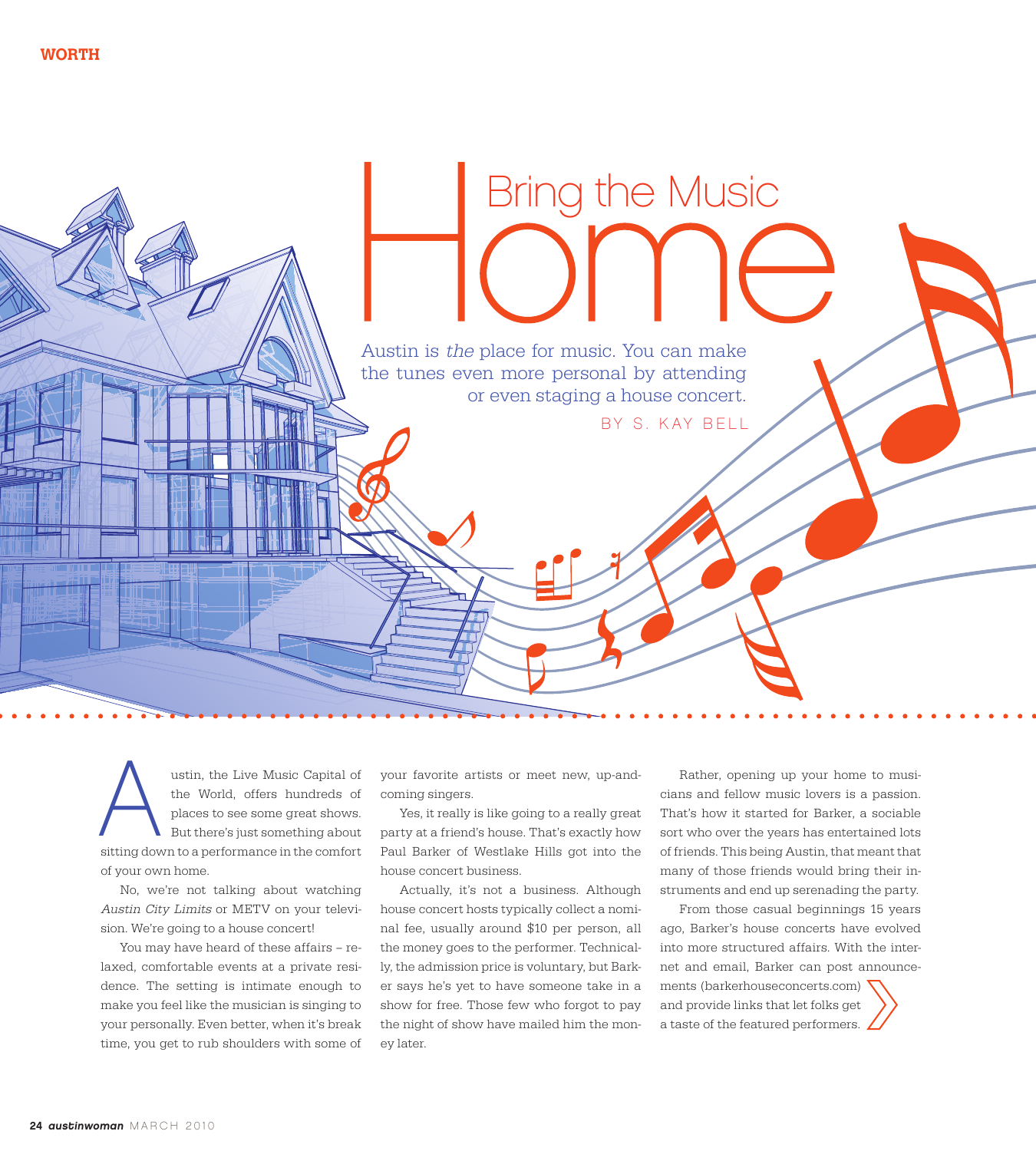WORTH

# Bring the Music Home

Austin is *the* place for music. You can make the tunes even more personal by attending or even staging a house concert.

BY S. KAY BELL

Austin, the Live Music Capital of the World, offers hundreds of places to see some great shows. But there's just something about sitting down to a performance in the comfort of your own home.

No, we're not talking about watching *Austin City Limits* or METV on your television. We're going to a house concert!

You may have heard of these affairs – relaxed, comfortable events at a private residence. The setting is intimate enough to make you feel like the musician is singing to your personally. Even better, when it's break time, you get to rub shoulders with some of your favorite artists or meet new, up-and-coming singers.

Yes, it really is like going to a really great party at a friend's house. That's exactly how Paul Barker of Westlake Hills got into the house concert business.

Actually, it's not a business. Although house concert hosts typically collect a nominal fee, usually around $10 per person, all the money goes to the performer. Technically, the admission price is voluntary, but Barker says he's yet to have someone take in a show for free. Those few who forgot to pay the night of show have mailed him the money later.

Rather, opening up your home to musicians and fellow music lovers is a passion. That's how it started for Barker, a sociable sort who over the years has entertained lots of friends. This being Austin, that meant that many of those friends would bring their instruments and end up serenading the party.

From those casual beginnings 15 years ago, Barker's house concerts have evolved into more structured affairs. With the internet and email, Barker can post announcements (barkerhouseconcerts.com) and provide links that let folks get a taste of the featured performers.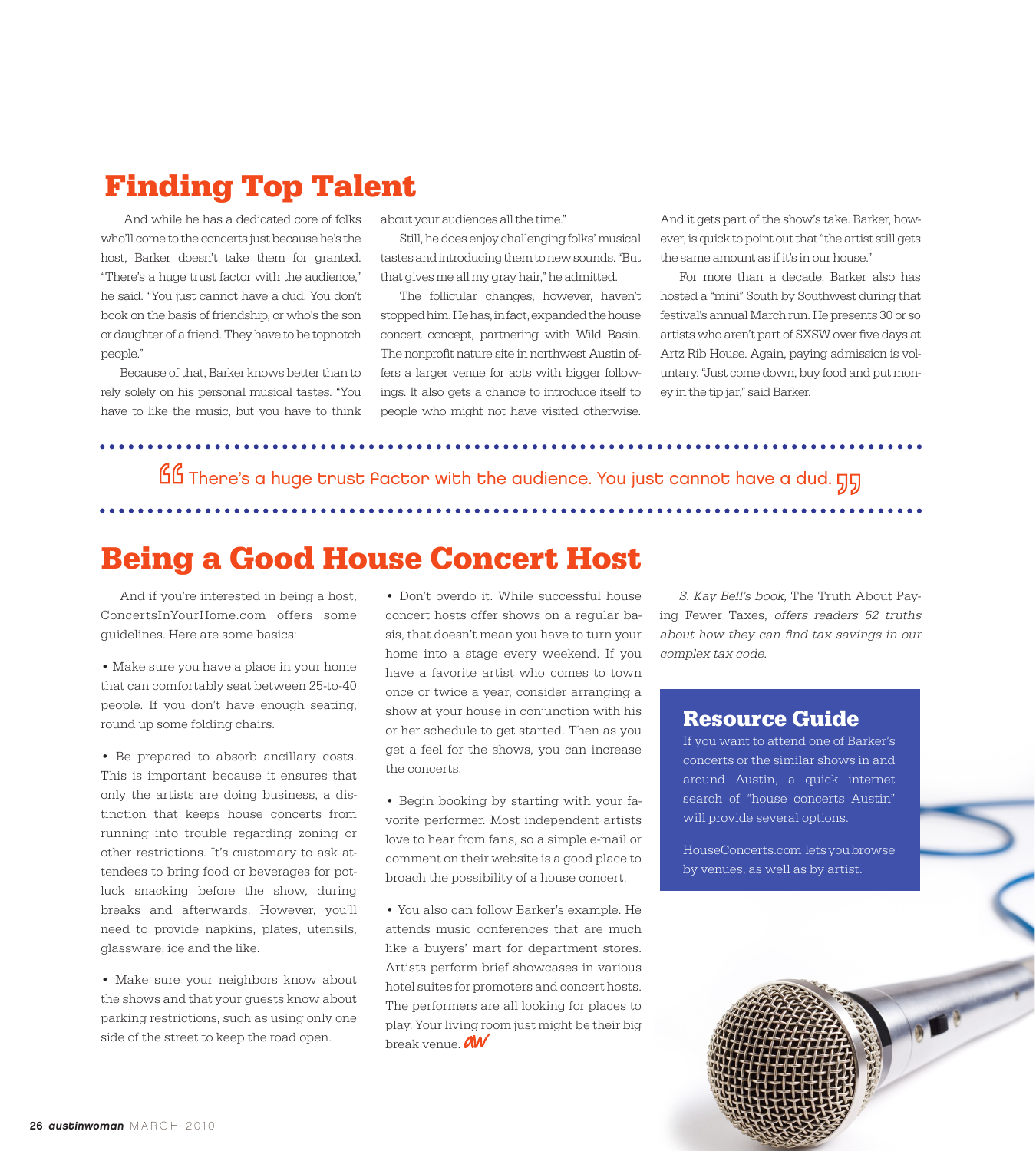## Finding Top Talent

And while he has a dedicated core of folks who'll come to the concerts just because he's the host, Barker doesn't take them for granted. "There's a huge trust factor with the audience," he said. "You just cannot have a dud. You don't book on the basis of friendship, or who's the son or daughter of a friend. They have to be topnotch people."

Because of that, Barker knows better than to rely solely on his personal musical tastes. "You have to like the music, but you have to think about your audiences all the time."

Still, he does enjoy challenging folks' musical tastes and introducing them to new sounds. "But that gives me all my gray hair," he admitted.

The follicular changes, however, haven't stopped him. He has, in fact, expanded the house concert concept, partnering with Wild Basin. The nonprofit nature site in northwest Austin offers a larger venue for acts with bigger followings. It also gets a chance to introduce itself to people who might not have visited otherwise. And it gets part of the show's take. Barker, however, is quick to point out that "the artist still gets the same amount as if it's in our house."

For more than a decade, Barker also has hosted a "mini" South by Southwest during that festival's annual March run. He presents 30 or so artists who aren't part of SXSW over five days at Artz Rib House. Again, paying admission is voluntary. "Just come down, buy food and put money in the tip jar," said Barker.

> "There's a huge trust factor with the audience. You just cannot have a dud."

## Being a Good House Concert Host

And if you're interested in being a host, ConcertsInYourHome.com offers some guidelines. Here are some basics:

• Make sure you have a place in your home that can comfortably seat between 25-to-40 people. If you don't have enough seating, round up some folding chairs.

• Be prepared to absorb ancillary costs. This is important because it ensures that only the artists are doing business, a distinction that keeps house concerts from running into trouble regarding zoning or other restrictions. It's customary to ask attendees to bring food or beverages for potluck snacking before the show, during breaks and afterwards. However, you'll need to provide napkins, plates, utensils, glassware, ice and the like.

• Make sure your neighbors know about the shows and that your guests know about parking restrictions, such as using only one side of the street to keep the road open.

• Don't overdo it. While successful house concert hosts offer shows on a regular basis, that doesn't mean you have to turn your home into a stage every weekend. If you have a favorite artist who comes to town once or twice a year, consider arranging a show at your house in conjunction with his or her schedule to get started. Then as you get a feel for the shows, you can increase the concerts.

• Begin booking by starting with your favorite performer. Most independent artists love to hear from fans, so a simple e-mail or comment on their website is a good place to broach the possibility of a house concert.

• You also can follow Barker's example. He attends music conferences that are much like a buyers' mart for department stores. Artists perform brief showcases in various hotel suites for promoters and concert hosts. The performers are all looking for places to play. Your living room just might be their big break venue. *aw*

*S. Kay Bell's book,* The Truth About Paying Fewer Taxes, *offers readers 52 truths about how they can find tax savings in our complex tax code.*

### Resource Guide

If you want to attend one of Barker's concerts or the similar shows in and around Austin, a quick internet search of "house concerts Austin" will provide several options.

HouseConcerts.com lets you browse by venues, as well as by artist.